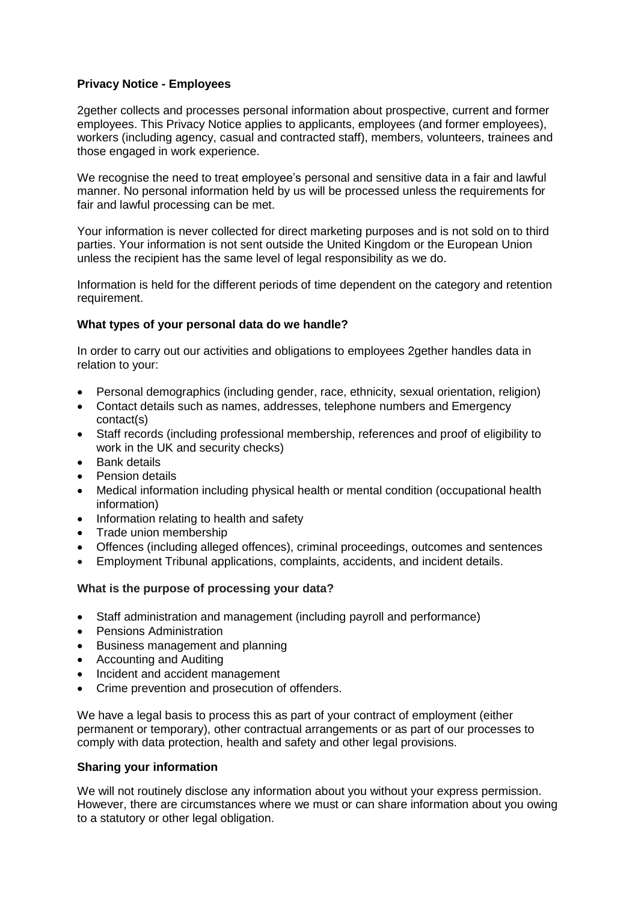**Privacy Notice - Employees**

2gether collects and processes personal information about prospective, current and former employees. This Privacy Notice applies to applicants, employees (and former employees), workers (including agency, casual and contracted staff), members, volunteers, trainees and those engaged in work experience.

We recognise the need to treat employee's personal and sensitive data in a fair and lawful manner. No personal information held by us will be processed unless the requirements for fair and lawful processing can be met.

Your information is never collected for direct marketing purposes and is not sold on to third parties. Your information is not sent outside the United Kingdom or the European Union unless the recipient has the same level of legal responsibility as we do.

Information is held for the different periods of time dependent on the category and retention requirement.

**What types of your personal data do we handle?**

In order to carry out our activities and obligations to employees 2gether handles data in relation to your:

- Personal demographics (including gender, race, ethnicity, sexual orientation, religion)
- Contact details such as names, addresses, telephone numbers and Emergency contact(s)
- Staff records (including professional membership, references and proof of eligibility to work in the UK and security checks)
- Bank details
- Pension details
- Medical information including physical health or mental condition (occupational health information)
- Information relating to health and safety
- Trade union membership
- Offences (including alleged offences), criminal proceedings, outcomes and sentences
- Employment Tribunal applications, complaints, accidents, and incident details.

**What is the purpose of processing your data?**

- Staff administration and management (including payroll and performance)
- Pensions Administration
- Business management and planning
- Accounting and Auditing
- Incident and accident management
- Crime prevention and prosecution of offenders.

We have a legal basis to process this as part of your contract of employment (either permanent or temporary), other contractual arrangements or as part of our processes to comply with data protection, health and safety and other legal provisions.

**Sharing your information**

We will not routinely disclose any information about you without your express permission. However, there are circumstances where we must or can share information about you owing to a statutory or other legal obligation.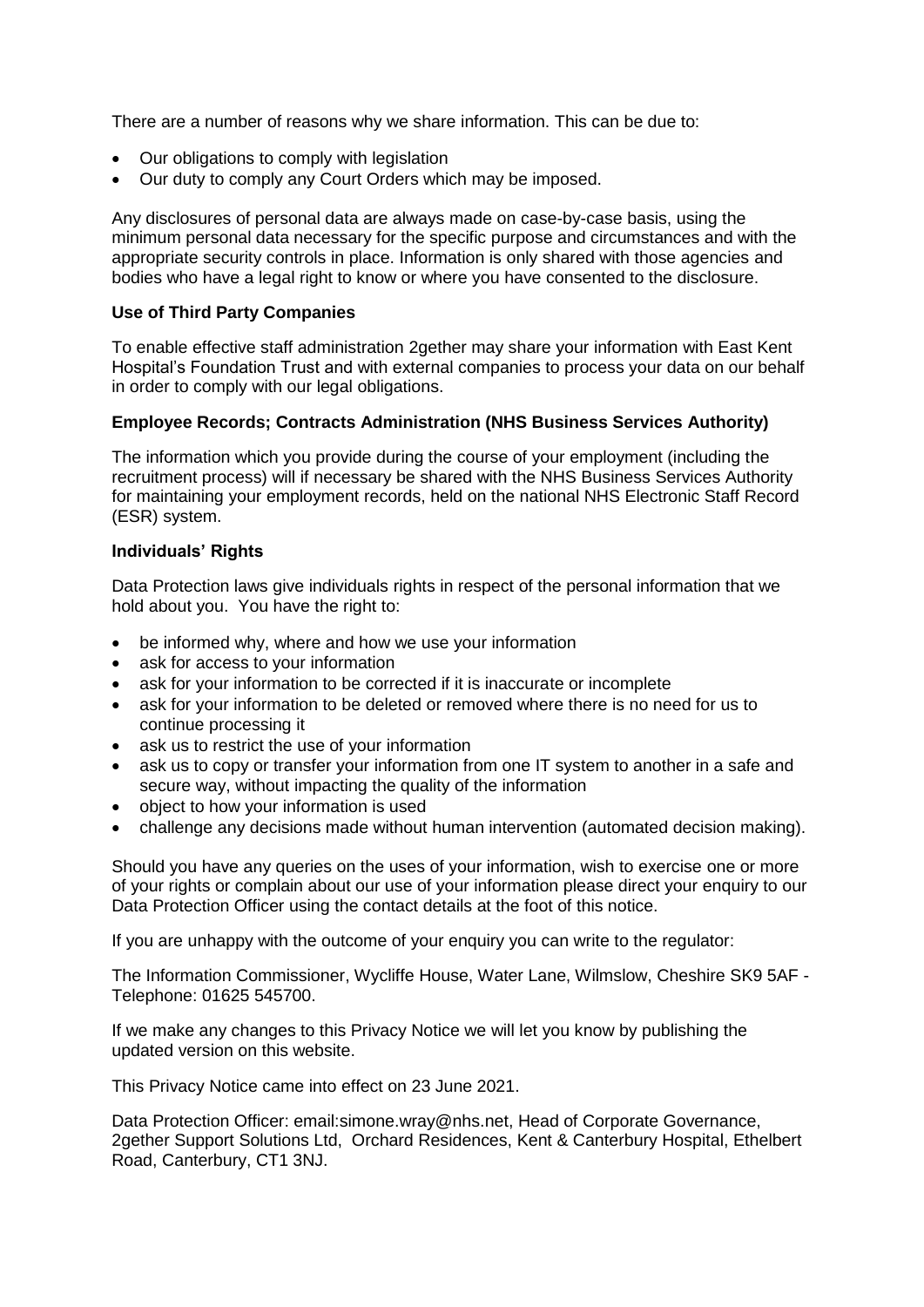There are a number of reasons why we share information. This can be due to:

- Our obligations to comply with legislation
- Our duty to comply any Court Orders which may be imposed.

Any disclosures of personal data are always made on case-by-case basis, using the minimum personal data necessary for the specific purpose and circumstances and with the appropriate security controls in place. Information is only shared with those agencies and bodies who have a legal right to know or where you have consented to the disclosure.

**Use of Third Party Companies**

To enable effective staff administration 2gether may share your information with East Kent Hospital's Foundation Trust and with external companies to process your data on our behalf in order to comply with our legal obligations.

**Employee Records; Contracts Administration (NHS Business Services Authority)**

The information which you provide during the course of your employment (including the recruitment process) will if necessary be shared with the NHS Business Services Authority for maintaining your employment records, held on the national NHS Electronic Staff Record (ESR) system.

**Individuals' Rights**

Data Protection laws give individuals rights in respect of the personal information that we hold about you. You have the right to:

- be informed why, where and how we use your information
- ask for access to your information
- ask for your information to be corrected if it is inaccurate or incomplete
- ask for your information to be deleted or removed where there is no need for us to continue processing it
- ask us to restrict the use of your information
- ask us to copy or transfer your information from one IT system to another in a safe and secure way, without impacting the quality of the information
- object to how your information is used
- challenge any decisions made without human intervention (automated decision making).

Should you have any queries on the uses of your information, wish to exercise one or more of your rights or complain about our use of your information please direct your enquiry to our Data Protection Officer using the contact details at the foot of this notice.

If you are unhappy with the outcome of your enquiry you can write to the regulator:

The Information Commissioner, Wycliffe House, Water Lane, Wilmslow, Cheshire SK9 5AF - Telephone: 01625 545700.

If we make any changes to this Privacy Notice we will let you know by publishing the updated version on this website.

This Privacy Notice came into effect on 23 June 2021.

Data Protection Officer: email:simone.wray@nhs.net, Head of Corporate Governance, 2gether Support Solutions Ltd, Orchard Residences, Kent & Canterbury Hospital, Ethelbert Road, Canterbury, CT1 3NJ.